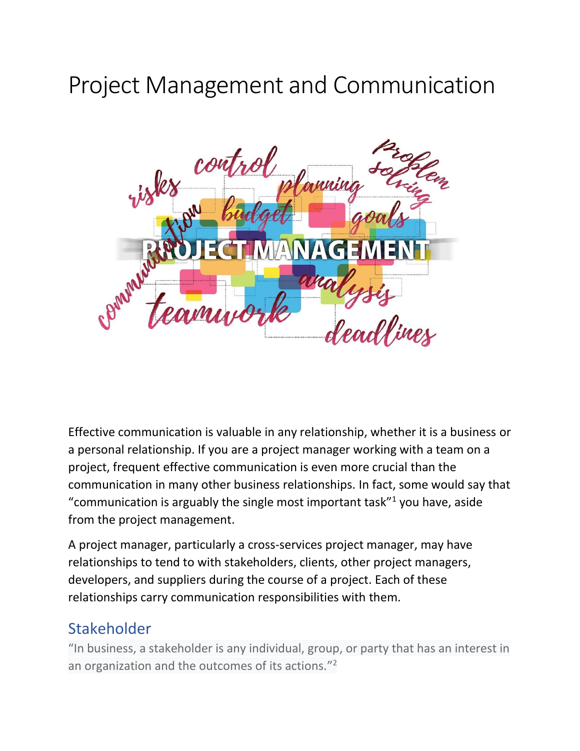# Project Management and Communication

Effective communication is valuable in any relationship, whether it is a business or a personal relationship. If you are a project manager working with a team on a project, frequent effective communication is even more crucial than the communication in many other business relationships. In fact, some would say that "communication is arguably the single most important task"[1] you have, aside from the project management.

A project manager, particularly a cross-services project manager, may have relationships to tend to with stakeholders, clients, other project managers, developers, and suppliers during the course of a project. Each of these relationships carry communication responsibilities with them.

## Stakeholder

> "In business, a stakeholder is any individual, group, or party that has an interest in an organization and the outcomes of its actions."[2]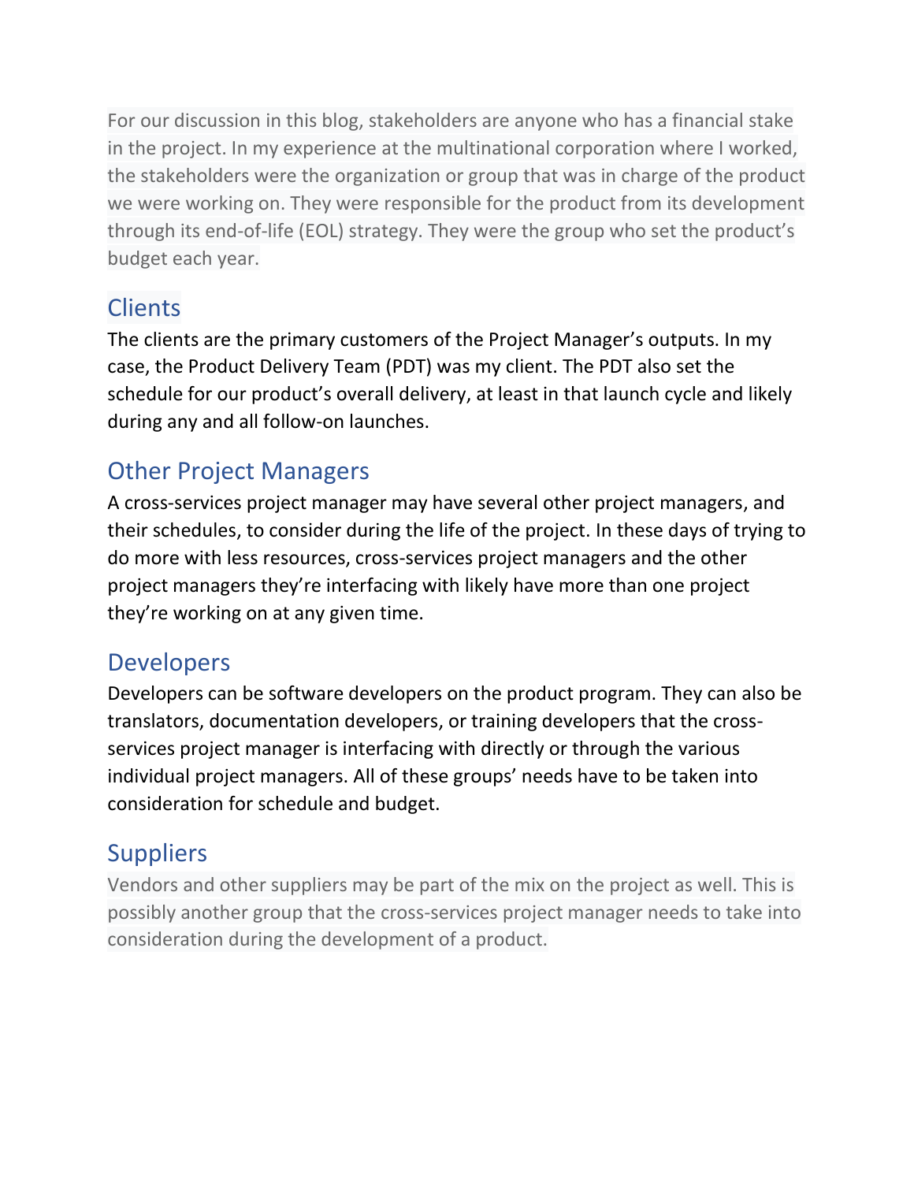For our discussion in this blog, stakeholders are anyone who has a financial stake in the project. In my experience at the multinational corporation where I worked, the stakeholders were the organization or group that was in charge of the product we were working on. They were responsible for the product from its development through its end-of-life (EOL) strategy. They were the group who set the product's budget each year.

## Clients

The clients are the primary customers of the Project Manager's outputs. In my case, the Product Delivery Team (PDT) was my client. The PDT also set the schedule for our product's overall delivery, at least in that launch cycle and likely during any and all follow-on launches.

## Other Project Managers

A cross-services project manager may have several other project managers, and their schedules, to consider during the life of the project. In these days of trying to do more with less resources, cross-services project managers and the other project managers they're interfacing with likely have more than one project they're working on at any given time.

## Developers

Developers can be software developers on the product program. They can also be translators, documentation developers, or training developers that the cross-services project manager is interfacing with directly or through the various individual project managers. All of these groups' needs have to be taken into consideration for schedule and budget.

## Suppliers

Vendors and other suppliers may be part of the mix on the project as well. This is possibly another group that the cross-services project manager needs to take into consideration during the development of a product.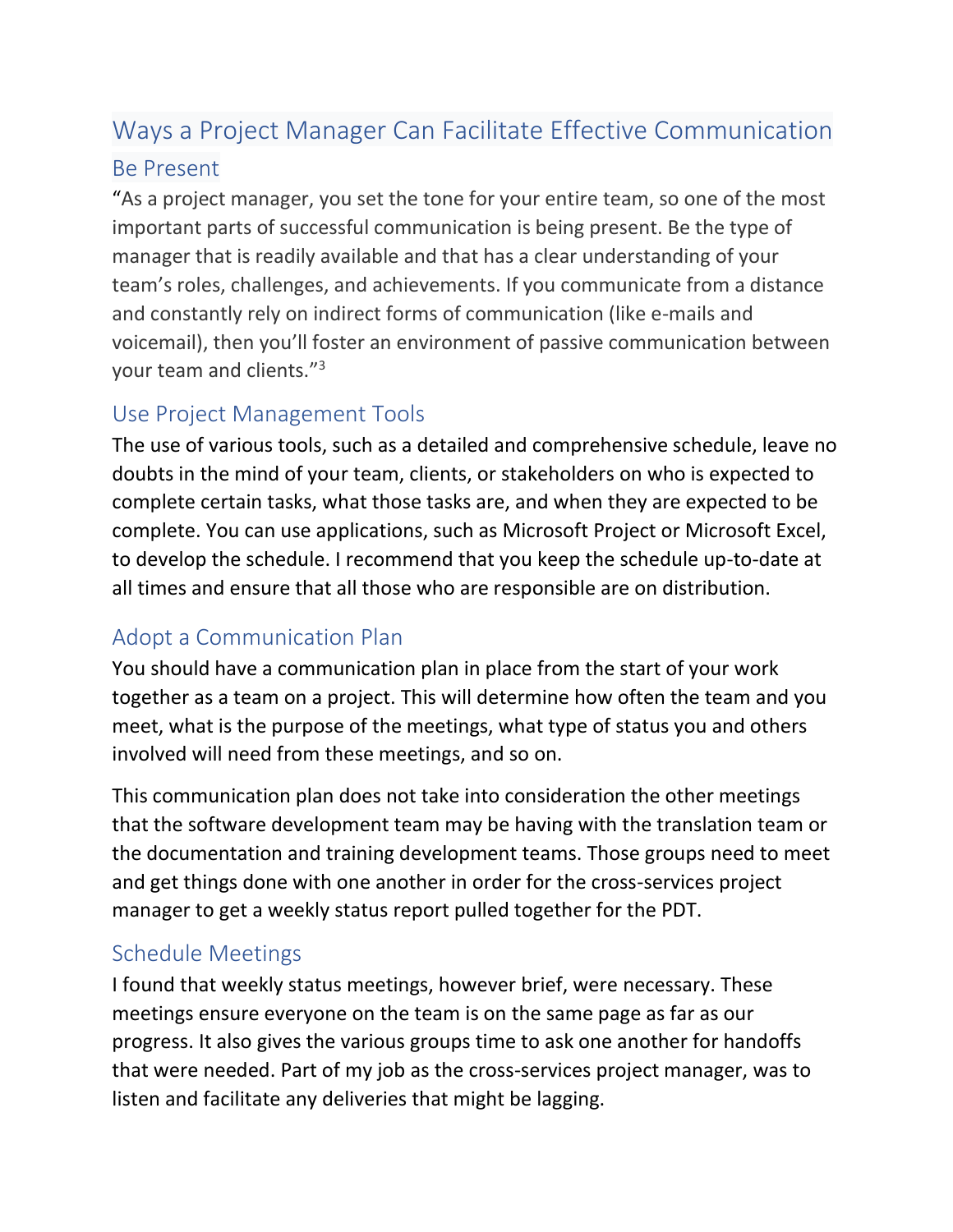# Ways a Project Manager Can Facilitate Effective Communication

## Be Present

"As a project manager, you set the tone for your entire team, so one of the most important parts of successful communication is being present. Be the type of manager that is readily available and that has a clear understanding of your team's roles, challenges, and achievements. If you communicate from a distance and constantly rely on indirect forms of communication (like e-mails and voicemail), then you'll foster an environment of passive communication between your team and clients."[3]

## Use Project Management Tools

The use of various tools, such as a detailed and comprehensive schedule, leave no doubts in the mind of your team, clients, or stakeholders on who is expected to complete certain tasks, what those tasks are, and when they are expected to be complete. You can use applications, such as Microsoft Project or Microsoft Excel, to develop the schedule. I recommend that you keep the schedule up-to-date at all times and ensure that all those who are responsible are on distribution.

## Adopt a Communication Plan

You should have a communication plan in place from the start of your work together as a team on a project. This will determine how often the team and you meet, what is the purpose of the meetings, what type of status you and others involved will need from these meetings, and so on.

This communication plan does not take into consideration the other meetings that the software development team may be having with the translation team or the documentation and training development teams. Those groups need to meet and get things done with one another in order for the cross-services project manager to get a weekly status report pulled together for the PDT.

## Schedule Meetings

I found that weekly status meetings, however brief, were necessary. These meetings ensure everyone on the team is on the same page as far as our progress. It also gives the various groups time to ask one another for handoffs that were needed. Part of my job as the cross-services project manager, was to listen and facilitate any deliveries that might be lagging.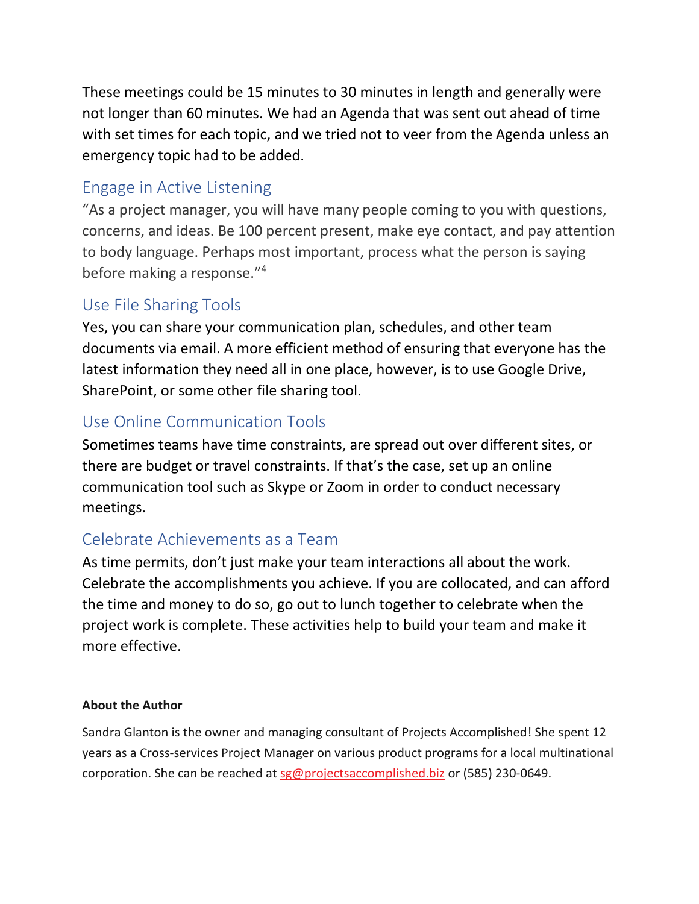These meetings could be 15 minutes to 30 minutes in length and generally were not longer than 60 minutes. We had an Agenda that was sent out ahead of time with set times for each topic, and we tried not to veer from the Agenda unless an emergency topic had to be added.

## Engage in Active Listening

"As a project manager, you will have many people coming to you with questions, concerns, and ideas. Be 100 percent present, make eye contact, and pay attention to body language. Perhaps most important, process what the person is saying before making a response."[4]

## Use File Sharing Tools

Yes, you can share your communication plan, schedules, and other team documents via email. A more efficient method of ensuring that everyone has the latest information they need all in one place, however, is to use Google Drive, SharePoint, or some other file sharing tool.

## Use Online Communication Tools

Sometimes teams have time constraints, are spread out over different sites, or there are budget or travel constraints. If that's the case, set up an online communication tool such as Skype or Zoom in order to conduct necessary meetings.

## Celebrate Achievements as a Team

As time permits, don't just make your team interactions all about the work. Celebrate the accomplishments you achieve. If you are collocated, and can afford the time and money to do so, go out to lunch together to celebrate when the project work is complete. These activities help to build your team and make it more effective.

**About the Author**

Sandra Glanton is the owner and managing consultant of Projects Accomplished! She spent 12 years as a Cross-services Project Manager on various product programs for a local multinational corporation. She can be reached at sg@projectsaccomplished.biz or (585) 230-0649.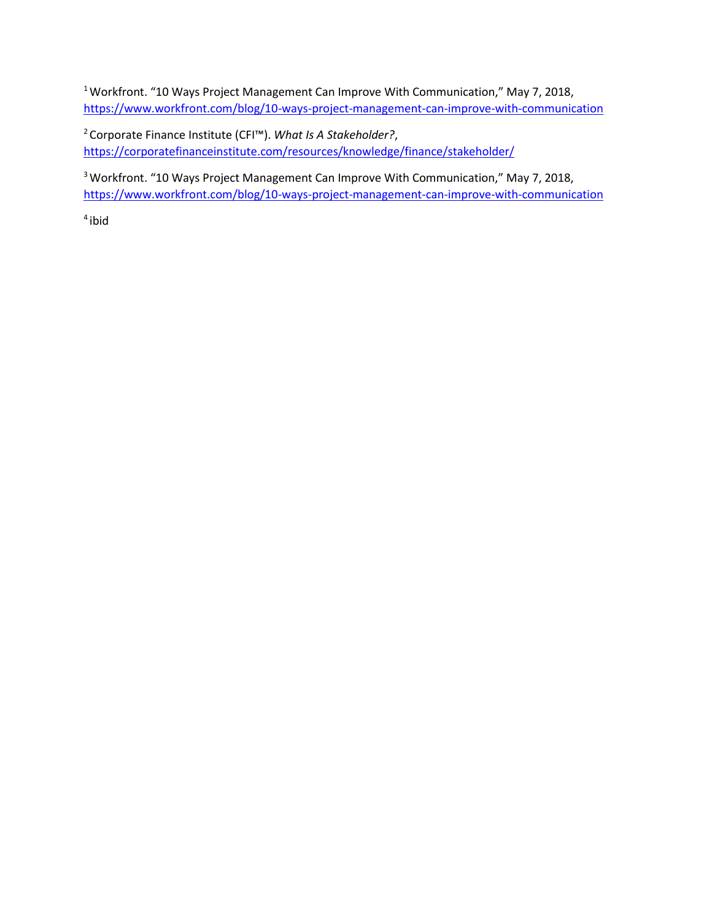[1] Workfront. “10 Ways Project Management Can Improve With Communication,” May 7, 2018, https://www.workfront.com/blog/10-ways-project-management-can-improve-with-communication

[2] Corporate Finance Institute (CFI™). *What Is A Stakeholder?*, https://corporatefinanceinstitute.com/resources/knowledge/finance/stakeholder/

[3] Workfront. “10 Ways Project Management Can Improve With Communication,” May 7, 2018, https://www.workfront.com/blog/10-ways-project-management-can-improve-with-communication

[4] ibid